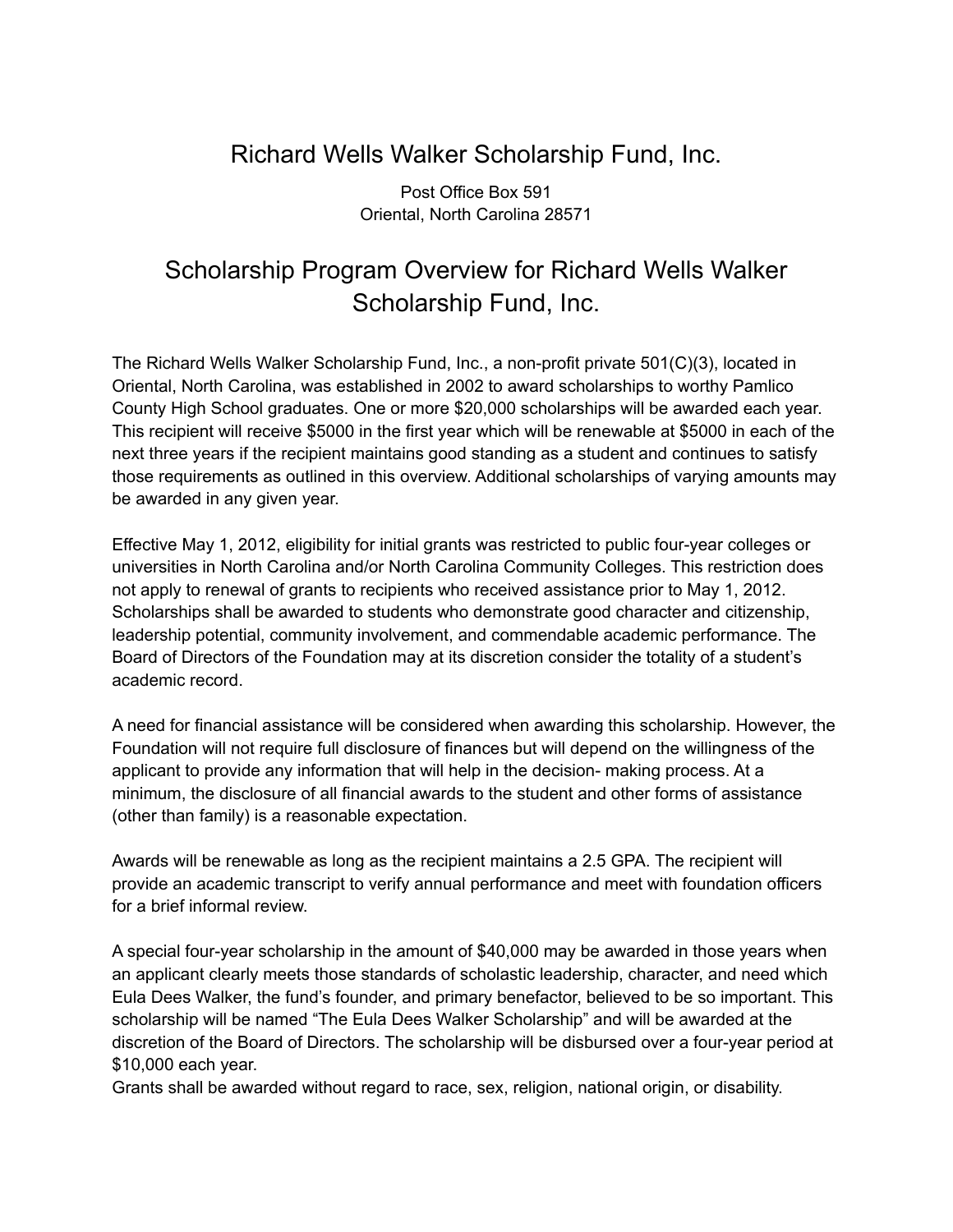# Richard Wells Walker Scholarship Fund, Inc.

Post Office Box 591
Oriental, North Carolina 28571

## Scholarship Program Overview for Richard Wells Walker Scholarship Fund, Inc.

The Richard Wells Walker Scholarship Fund, Inc., a non-profit private 501(C)(3), located in Oriental, North Carolina, was established in 2002 to award scholarships to worthy Pamlico County High School graduates. One or more $20,000 scholarships will be awarded each year. This recipient will receive $5000 in the first year which will be renewable at $5000 in each of the next three years if the recipient maintains good standing as a student and continues to satisfy those requirements as outlined in this overview. Additional scholarships of varying amounts may be awarded in any given year.

Effective May 1, 2012, eligibility for initial grants was restricted to public four-year colleges or universities in North Carolina and/or North Carolina Community Colleges. This restriction does not apply to renewal of grants to recipients who received assistance prior to May 1, 2012. Scholarships shall be awarded to students who demonstrate good character and citizenship, leadership potential, community involvement, and commendable academic performance. The Board of Directors of the Foundation may at its discretion consider the totality of a student's academic record.

A need for financial assistance will be considered when awarding this scholarship. However, the Foundation will not require full disclosure of finances but will depend on the willingness of the applicant to provide any information that will help in the decision- making process. At a minimum, the disclosure of all financial awards to the student and other forms of assistance (other than family) is a reasonable expectation.

Awards will be renewable as long as the recipient maintains a 2.5 GPA. The recipient will provide an academic transcript to verify annual performance and meet with foundation officers for a brief informal review.

A special four-year scholarship in the amount of $40,000 may be awarded in those years when an applicant clearly meets those standards of scholastic leadership, character, and need which Eula Dees Walker, the fund's founder, and primary benefactor, believed to be so important. This scholarship will be named "The Eula Dees Walker Scholarship" and will be awarded at the discretion of the Board of Directors. The scholarship will be disbursed over a four-year period at $10,000 each year.
Grants shall be awarded without regard to race, sex, religion, national origin, or disability.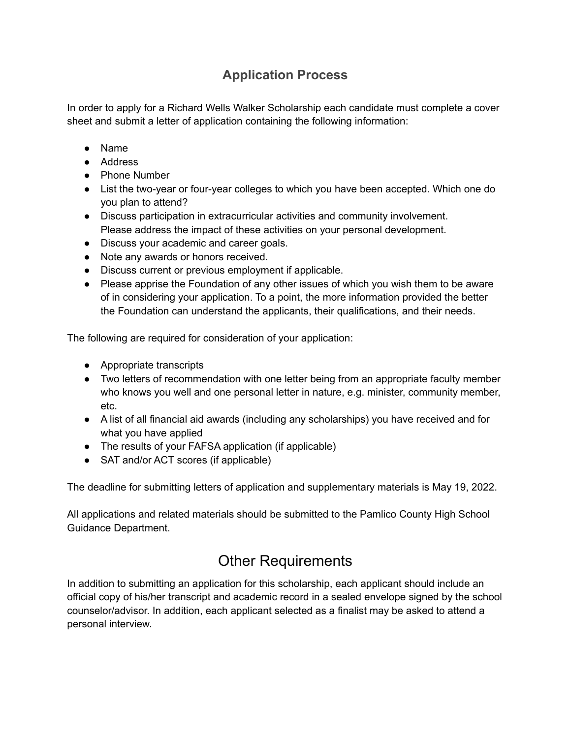## Application Process

In order to apply for a Richard Wells Walker Scholarship each candidate must complete a cover sheet and submit a letter of application containing the following information:

- Name
- Address
- Phone Number
- List the two-year or four-year colleges to which you have been accepted. Which one do you plan to attend?
- Discuss participation in extracurricular activities and community involvement. Please address the impact of these activities on your personal development.
- Discuss your academic and career goals.
- Note any awards or honors received.
- Discuss current or previous employment if applicable.
- Please apprise the Foundation of any other issues of which you wish them to be aware of in considering your application. To a point, the more information provided the better the Foundation can understand the applicants, their qualifications, and their needs.

The following are required for consideration of your application:

- Appropriate transcripts
- Two letters of recommendation with one letter being from an appropriate faculty member who knows you well and one personal letter in nature, e.g. minister, community member, etc.
- A list of all financial aid awards (including any scholarships) you have received and for what you have applied
- The results of your FAFSA application (if applicable)
- SAT and/or ACT scores (if applicable)

The deadline for submitting letters of application and supplementary materials is May 19, 2022.

All applications and related materials should be submitted to the Pamlico County High School Guidance Department.

## Other Requirements

In addition to submitting an application for this scholarship, each applicant should include an official copy of his/her transcript and academic record in a sealed envelope signed by the school counselor/advisor. In addition, each applicant selected as a finalist may be asked to attend a personal interview.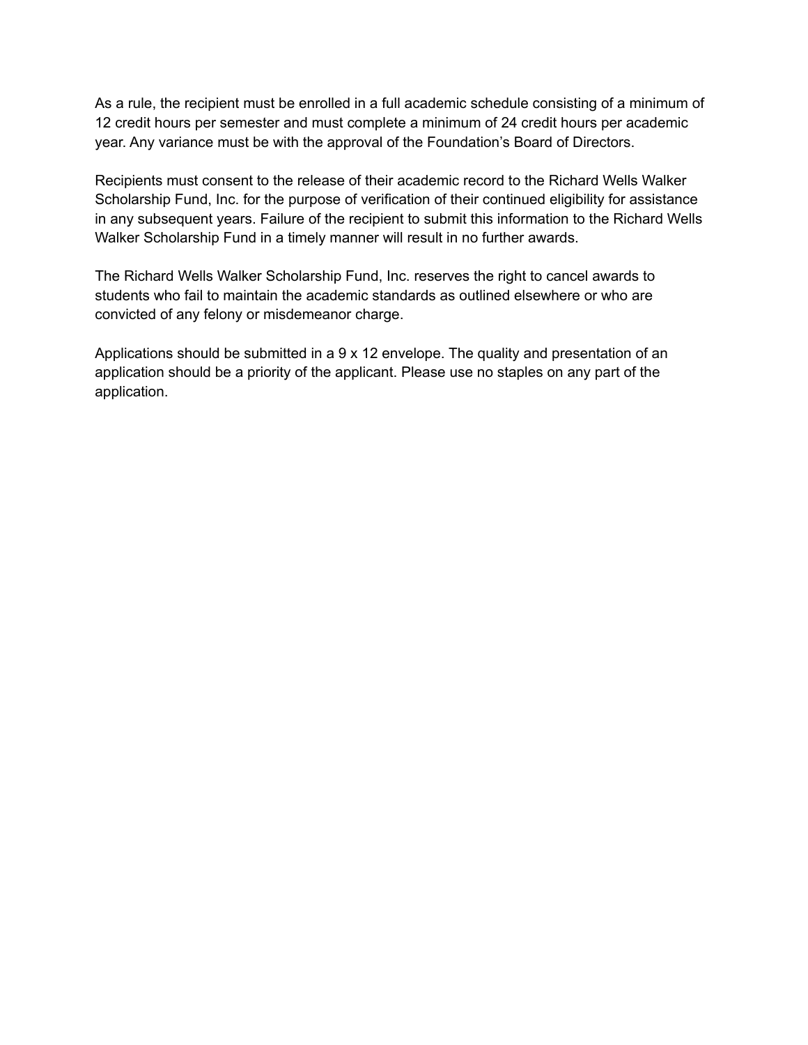As a rule, the recipient must be enrolled in a full academic schedule consisting of a minimum of 12 credit hours per semester and must complete a minimum of 24 credit hours per academic year. Any variance must be with the approval of the Foundation's Board of Directors.

Recipients must consent to the release of their academic record to the Richard Wells Walker Scholarship Fund, Inc. for the purpose of verification of their continued eligibility for assistance in any subsequent years. Failure of the recipient to submit this information to the Richard Wells Walker Scholarship Fund in a timely manner will result in no further awards.

The Richard Wells Walker Scholarship Fund, Inc. reserves the right to cancel awards to students who fail to maintain the academic standards as outlined elsewhere or who are convicted of any felony or misdemeanor charge.

Applications should be submitted in a 9 x 12 envelope. The quality and presentation of an application should be a priority of the applicant. Please use no staples on any part of the application.